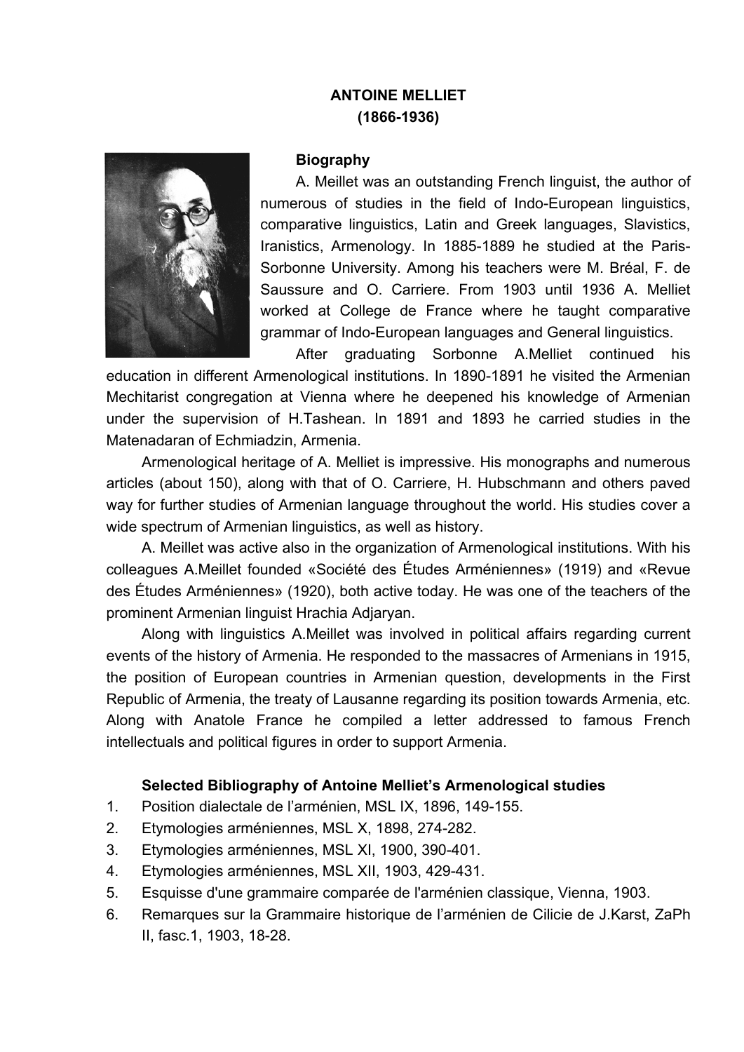# ANTOINE MELLIET
## (1866-1936)

### Biography

A. Meillet was an outstanding French linguist, the author of numerous of studies in the field of Indo-European linguistics, comparative linguistics, Latin and Greek languages, Slavistics, Iranistics, Armenology. In 1885-1889 he studied at the Paris-Sorbonne University. Among his teachers were M. Bréal, F. de Saussure and O. Carriere. From 1903 until 1936 A. Melliet worked at College de France where he taught comparative grammar of Indo-European languages and General linguistics.

After graduating Sorbonne A.Melliet continued his education in different Armenological institutions. In 1890-1891 he visited the Armenian Mechitarist congregation at Vienna where he deepened his knowledge of Armenian under the supervision of H.Tashean. In 1891 and 1893 he carried studies in the Matenadaran of Echmiadzin, Armenia.

Armenological heritage of A. Melliet is impressive. His monographs and numerous articles (about 150), along with that of O. Carriere, H. Hubschmann and others paved way for further studies of Armenian language throughout the world. His studies cover a wide spectrum of Armenian linguistics, as well as history.

A. Meillet was active also in the organization of Armenological institutions. With his colleagues A.Meillet founded «Société des Études Arméniennes» (1919) and «Revue des Études Arméniennes» (1920), both active today. He was one of the teachers of the prominent Armenian linguist Hrachia Adjaryan.

Along with linguistics A.Meillet was involved in political affairs regarding current events of the history of Armenia. He responded to the massacres of Armenians in 1915, the position of European countries in Armenian question, developments in the First Republic of Armenia, the treaty of Lausanne regarding its position towards Armenia, etc. Along with Anatole France he compiled a letter addressed to famous French intellectuals and political figures in order to support Armenia.

### Selected Bibliography of Antoine Melliet's Armenological studies

1. Position dialectale de l'arménien, MSL IX, 1896, 149-155.
2. Etymologies arméniennes, MSL X, 1898, 274-282.
3. Etymologies arméniennes, MSL XI, 1900, 390-401.
4. Etymologies arméniennes, MSL XII, 1903, 429-431.
5. Esquisse d'une grammaire comparée de l'arménien classique, Vienna, 1903.
6. Remarques sur la Grammaire historique de l'arménien de Cilicie de J.Karst, ZaPh II, fasc.1, 1903, 18-28.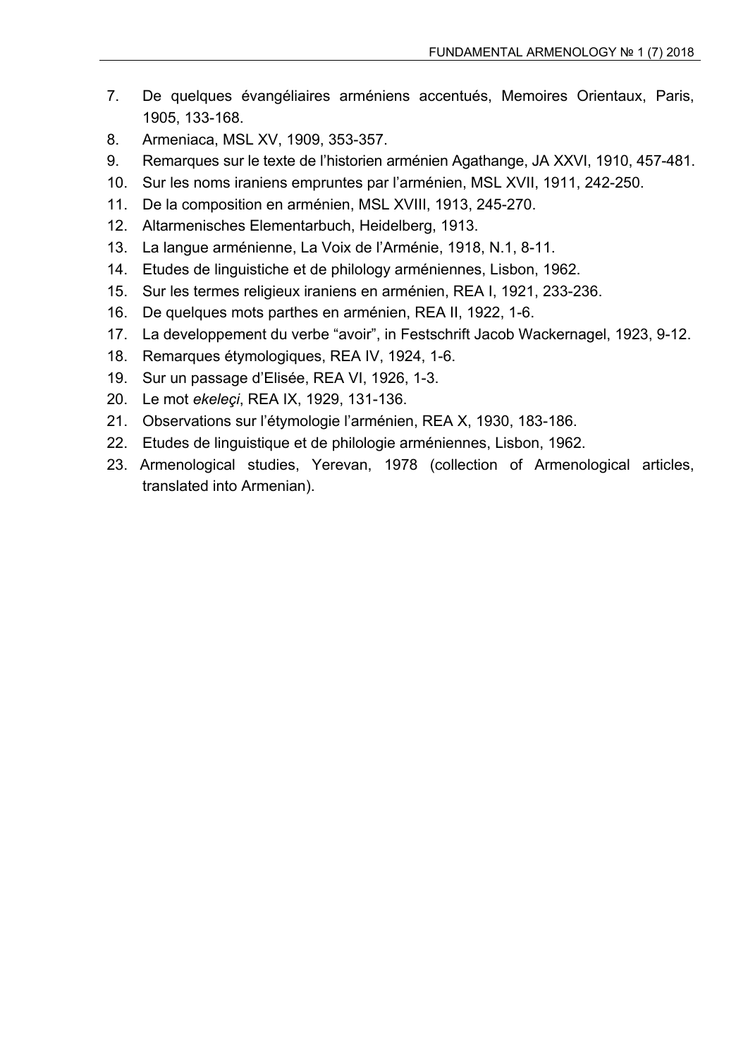7. De quelques évangéliaires arméniens accentués, Memoires Orientaux, Paris, 1905, 133-168.
8. Armeniaca, MSL XV, 1909, 353-357.
9. Remarques sur le texte de l'historien arménien Agathange, JA XXVI, 1910, 457-481.
10. Sur les noms iraniens empruntes par l'arménien, MSL XVII, 1911, 242-250.
11. De la composition en arménien, MSL XVIII, 1913, 245-270.
12. Altarmenisches Elementarbuch, Heidelberg, 1913.
13. La langue arménienne, La Voix de l'Arménie, 1918, N.1, 8-11.
14. Etudes de linguistiche et de philology arméniennes, Lisbon, 1962.
15. Sur les termes religieux iraniens en arménien, REA I, 1921, 233-236.
16. De quelques mots parthes en arménien, REA II, 1922, 1-6.
17. La developpement du verbe "avoir", in Festschrift Jacob Wackernagel, 1923, 9-12.
18. Remarques étymologiques, REA IV, 1924, 1-6.
19. Sur un passage d'Elisée, REA VI, 1926, 1-3.
20. Le mot *ekeleçi*, REA IX, 1929, 131-136.
21. Observations sur l'étymologie l'arménien, REA X, 1930, 183-186.
22. Etudes de linguistique et de philologie arméniennes, Lisbon, 1962.
23. Armenological studies, Yerevan, 1978 (collection of Armenological articles, translated into Armenian).